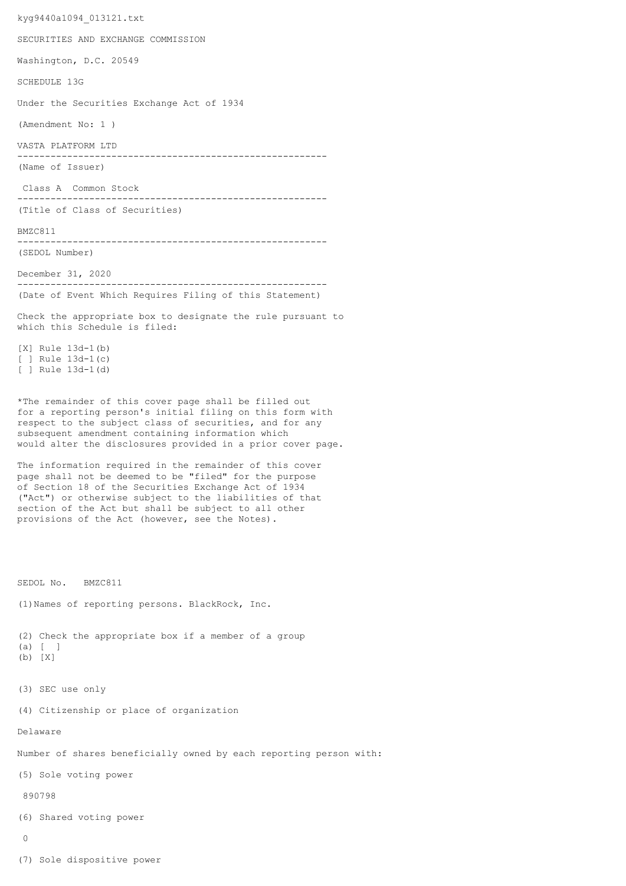kyg9440a1094_013121.txt

SECURITIES AND EXCHANGE COMMISSION

Washington, D.C. 20549

SCHEDULE 13G

Under the Securities Exchange Act of 1934

(Amendment No: 1 )

VASTA PLATFORM LTD

--------------------------------------------------------

(Name of Issuer)

Class A Common Stock

--------------------------------------------------------

(Title of Class of Securities)

BMZC811

--------------------------------------------------------

(SEDOL Number)

December 31, 2020

--------------------------------------------------------

(Date of Event Which Requires Filing of this Statement)

Check the appropriate box to designate the rule pursuant to which this Schedule is filed:

[X] Rule 13d-1(b)
[ ] Rule 13d-1(c)
[ ] Rule 13d-1(d)

*The remainder of this cover page shall be filled out for a reporting person's initial filing on this form with respect to the subject class of securities, and for any subsequent amendment containing information which would alter the disclosures provided in a prior cover page.

The information required in the remainder of this cover page shall not be deemed to be "filed" for the purpose of Section 18 of the Securities Exchange Act of 1934 ("Act") or otherwise subject to the liabilities of that section of the Act but shall be subject to all other provisions of the Act (however, see the Notes).

SEDOL No. BMZC811

(1)Names of reporting persons. BlackRock, Inc.

(2) Check the appropriate box if a member of a group
(a) [ ]
(b) [X]

(3) SEC use only

(4) Citizenship or place of organization

Delaware

Number of shares beneficially owned by each reporting person with:

(5) Sole voting power

890798

(6) Shared voting power

0

(7) Sole dispositive power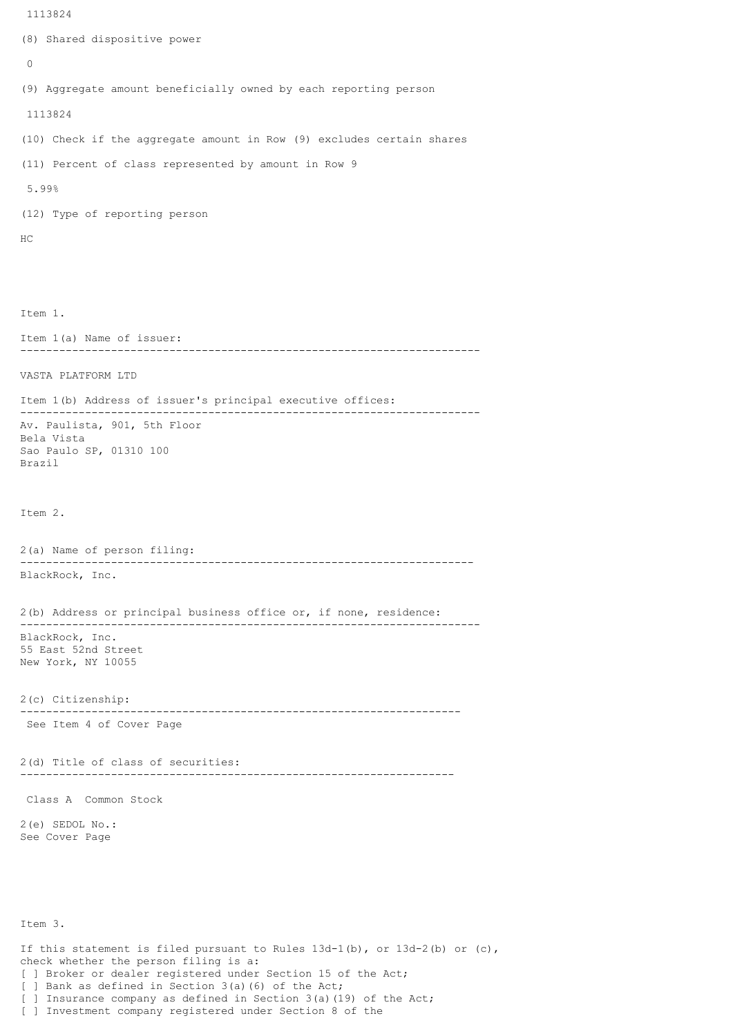1113824

(8) Shared dispositive power

0

(9) Aggregate amount beneficially owned by each reporting person

1113824

(10) Check if the aggregate amount in Row (9) excludes certain shares

(11) Percent of class represented by amount in Row 9

5.99%

(12) Type of reporting person

HC

Item 1.

Item 1(a) Name of issuer:

---

VASTA PLATFORM LTD

Item 1(b) Address of issuer's principal executive offices:

---

Av. Paulista, 901, 5th Floor
Bela Vista
Sao Paulo SP, 01310 100
Brazil

Item 2.

2(a) Name of person filing:

---

BlackRock, Inc.

2(b) Address or principal business office or, if none, residence:

---

BlackRock, Inc.
55 East 52nd Street
New York, NY 10055

2(c) Citizenship:

---

See Item 4 of Cover Page

2(d) Title of class of securities:

---

Class A Common Stock

2(e) SEDOL No.:
See Cover Page

Item 3.

If this statement is filed pursuant to Rules 13d-1(b), or 13d-2(b) or (c), check whether the person filing is a:
[ ] Broker or dealer registered under Section 15 of the Act;
[ ] Bank as defined in Section 3(a)(6) of the Act;
[ ] Insurance company as defined in Section 3(a)(19) of the Act;
[ ] Investment company registered under Section 8 of the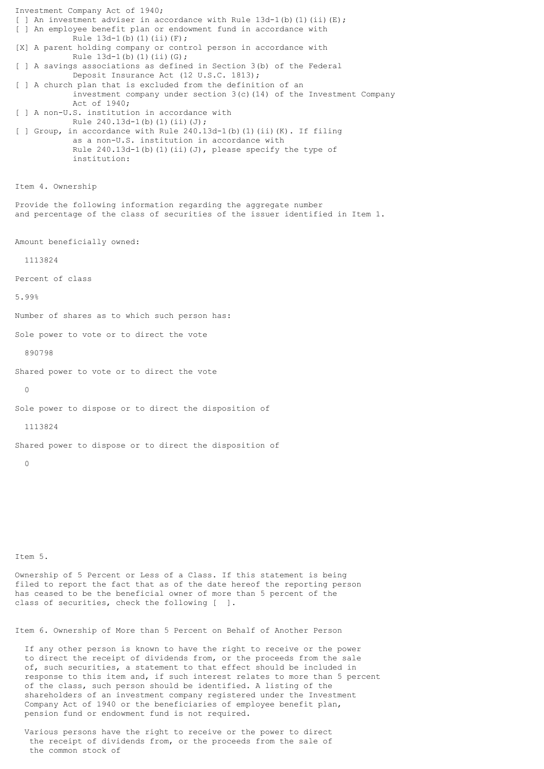Investment Company Act of 1940;
[ ] An investment adviser in accordance with Rule 13d-1(b)(1)(ii)(E);
[ ] An employee benefit plan or endowment fund in accordance with Rule 13d-1(b)(1)(ii)(F);
[X] A parent holding company or control person in accordance with Rule 13d-1(b)(1)(ii)(G);
[ ] A savings associations as defined in Section 3(b) of the Federal Deposit Insurance Act (12 U.S.C. 1813);
[ ] A church plan that is excluded from the definition of an investment company under section 3(c)(14) of the Investment Company Act of 1940;
[ ] A non-U.S. institution in accordance with Rule 240.13d-1(b)(1)(ii)(J);
[ ] Group, in accordance with Rule 240.13d-1(b)(1)(ii)(K). If filing as a non-U.S. institution in accordance with Rule 240.13d-1(b)(1)(ii)(J), please specify the type of institution:

Item 4. Ownership

Provide the following information regarding the aggregate number and percentage of the class of securities of the issuer identified in Item 1.

Amount beneficially owned:

1113824

Percent of class

5.99%

Number of shares as to which such person has:

Sole power to vote or to direct the vote

890798

Shared power to vote or to direct the vote

0

Sole power to dispose or to direct the disposition of

1113824

Shared power to dispose or to direct the disposition of

0

Item 5.

Ownership of 5 Percent or Less of a Class. If this statement is being filed to report the fact that as of the date hereof the reporting person has ceased to be the beneficial owner of more than 5 percent of the class of securities, check the following [ ].

Item 6. Ownership of More than 5 Percent on Behalf of Another Person

If any other person is known to have the right to receive or the power to direct the receipt of dividends from, or the proceeds from the sale of, such securities, a statement to that effect should be included in response to this item and, if such interest relates to more than 5 percent of the class, such person should be identified. A listing of the shareholders of an investment company registered under the Investment Company Act of 1940 or the beneficiaries of employee benefit plan, pension fund or endowment fund is not required.

Various persons have the right to receive or the power to direct the receipt of dividends from, or the proceeds from the sale of the common stock of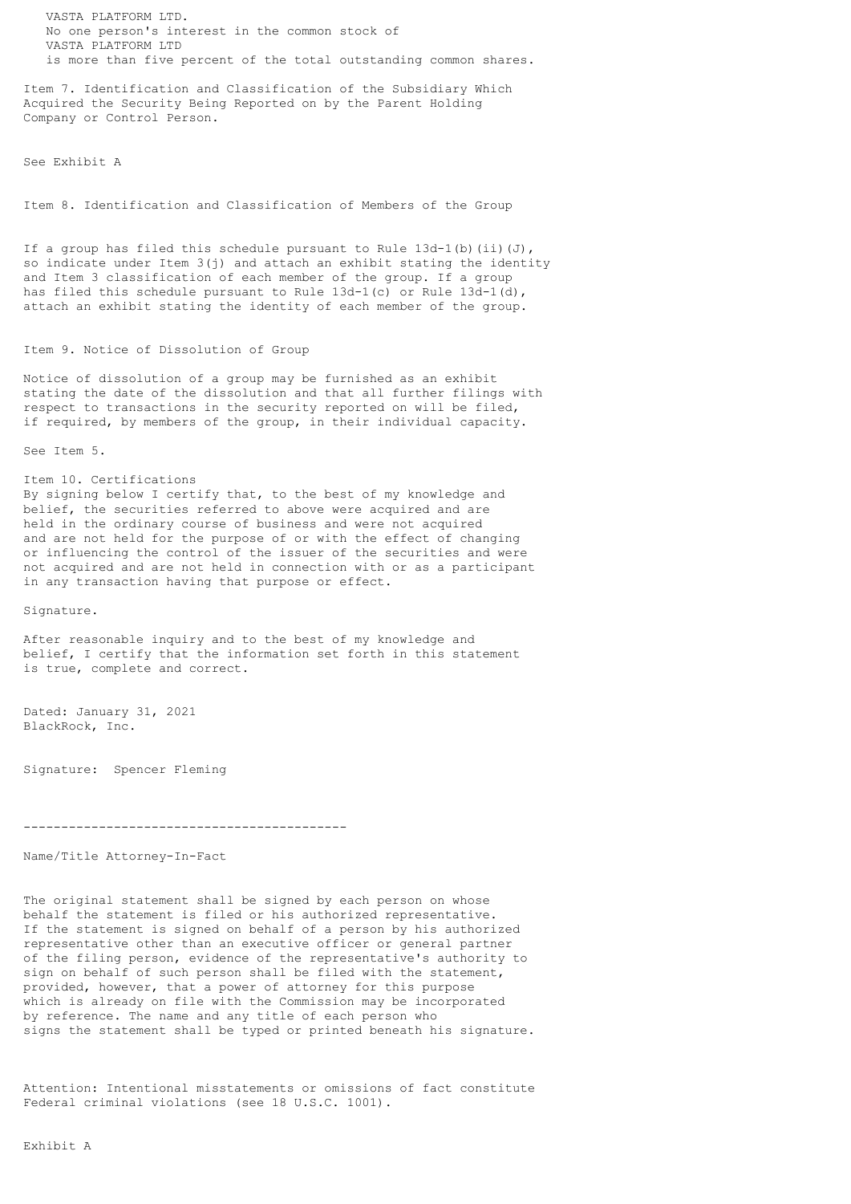VASTA PLATFORM LTD.
No one person's interest in the common stock of
VASTA PLATFORM LTD
is more than five percent of the total outstanding common shares.

Item 7. Identification and Classification of the Subsidiary Which Acquired the Security Being Reported on by the Parent Holding Company or Control Person.

See Exhibit A

Item 8. Identification and Classification of Members of the Group

If a group has filed this schedule pursuant to Rule 13d-1(b)(ii)(J), so indicate under Item 3(j) and attach an exhibit stating the identity and Item 3 classification of each member of the group. If a group has filed this schedule pursuant to Rule 13d-1(c) or Rule 13d-1(d), attach an exhibit stating the identity of each member of the group.

Item 9. Notice of Dissolution of Group

Notice of dissolution of a group may be furnished as an exhibit stating the date of the dissolution and that all further filings with respect to transactions in the security reported on will be filed, if required, by members of the group, in their individual capacity.

See Item 5.

Item 10. Certifications
By signing below I certify that, to the best of my knowledge and belief, the securities referred to above were acquired and are held in the ordinary course of business and were not acquired and are not held for the purpose of or with the effect of changing or influencing the control of the issuer of the securities and were not acquired and are not held in connection with or as a participant in any transaction having that purpose or effect.

Signature.

After reasonable inquiry and to the best of my knowledge and belief, I certify that the information set forth in this statement is true, complete and correct.

Dated: January 31, 2021
BlackRock, Inc.

Signature: Spencer Fleming

-------------------------------------------

Name/Title Attorney-In-Fact

The original statement shall be signed by each person on whose behalf the statement is filed or his authorized representative. If the statement is signed on behalf of a person by his authorized representative other than an executive officer or general partner of the filing person, evidence of the representative's authority to sign on behalf of such person shall be filed with the statement, provided, however, that a power of attorney for this purpose which is already on file with the Commission may be incorporated by reference. The name and any title of each person who signs the statement shall be typed or printed beneath his signature.

Attention: Intentional misstatements or omissions of fact constitute Federal criminal violations (see 18 U.S.C. 1001).

Exhibit A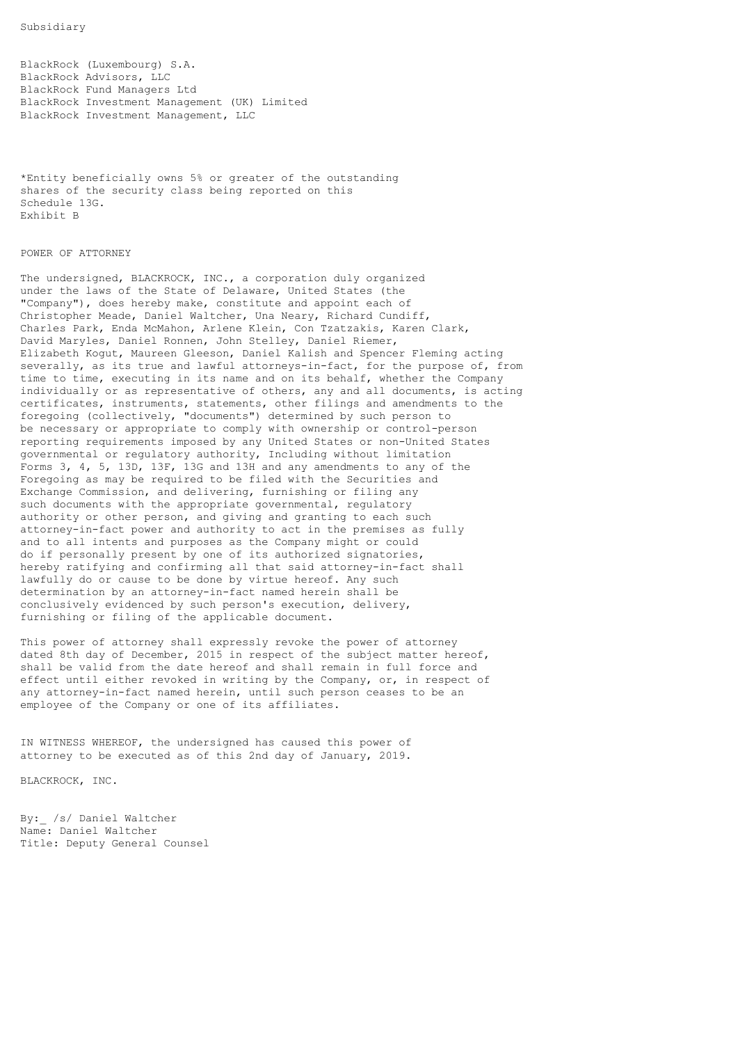Subsidiary

BlackRock (Luxembourg) S.A.
BlackRock Advisors, LLC
BlackRock Fund Managers Ltd
BlackRock Investment Management (UK) Limited
BlackRock Investment Management, LLC

*Entity beneficially owns 5% or greater of the outstanding shares of the security class being reported on this Schedule 13G.

Exhibit B

POWER OF ATTORNEY

The undersigned, BLACKROCK, INC., a corporation duly organized under the laws of the State of Delaware, United States (the "Company"), does hereby make, constitute and appoint each of Christopher Meade, Daniel Waltcher, Una Neary, Richard Cundiff, Charles Park, Enda McMahon, Arlene Klein, Con Tzatzakis, Karen Clark, David Maryles, Daniel Ronnen, John Stelley, Daniel Riemer, Elizabeth Kogut, Maureen Gleeson, Daniel Kalish and Spencer Fleming acting severally, as its true and lawful attorneys-in-fact, for the purpose of, from time to time, executing in its name and on its behalf, whether the Company individually or as representative of others, any and all documents, is acting certificates, instruments, statements, other filings and amendments to the foregoing (collectively, "documents") determined by such person to be necessary or appropriate to comply with ownership or control-person reporting requirements imposed by any United States or non-United States governmental or regulatory authority, Including without limitation Forms 3, 4, 5, 13D, 13F, 13G and 13H and any amendments to any of the Foregoing as may be required to be filed with the Securities and Exchange Commission, and delivering, furnishing or filing any such documents with the appropriate governmental, regulatory authority or other person, and giving and granting to each such attorney-in-fact power and authority to act in the premises as fully and to all intents and purposes as the Company might or could do if personally present by one of its authorized signatories, hereby ratifying and confirming all that said attorney-in-fact shall lawfully do or cause to be done by virtue hereof. Any such determination by an attorney-in-fact named herein shall be conclusively evidenced by such person's execution, delivery, furnishing or filing of the applicable document.

This power of attorney shall expressly revoke the power of attorney dated 8th day of December, 2015 in respect of the subject matter hereof, shall be valid from the date hereof and shall remain in full force and effect until either revoked in writing by the Company, or, in respect of any attorney-in-fact named herein, until such person ceases to be an employee of the Company or one of its affiliates.

IN WITNESS WHEREOF, the undersigned has caused this power of attorney to be executed as of this 2nd day of January, 2019.

BLACKROCK, INC.

By:_ /s/ Daniel Waltcher
Name: Daniel Waltcher
Title: Deputy General Counsel